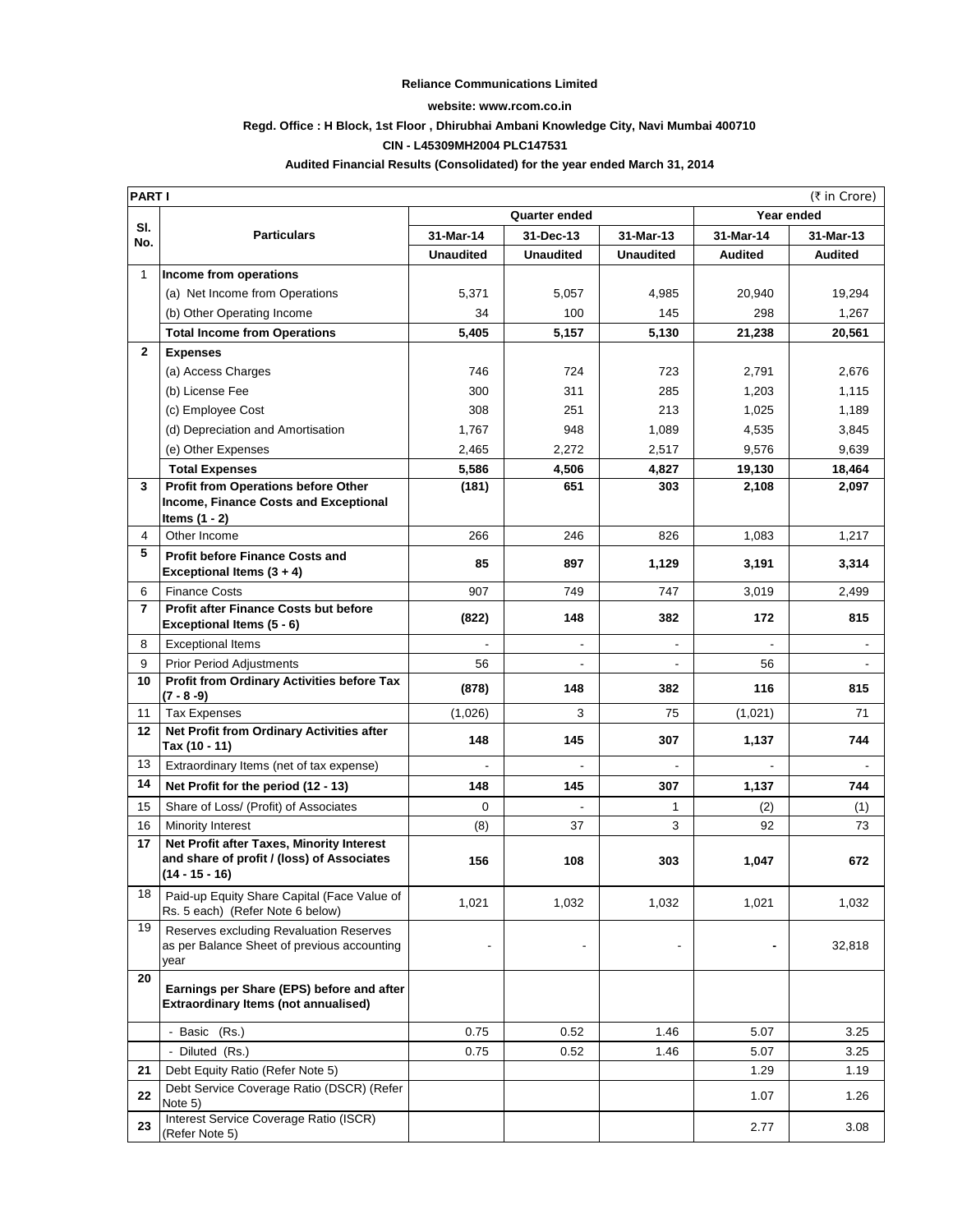**Reliance Communications Limited**

**website: www.rcom.co.in**

**Regd. Office : H Block, 1st Floor , Dhirubhai Ambani Knowledge City, Navi Mumbai 400710**

**CIN - L45309MH2004 PLC147531**

**Audited Financial Results (Consolidated) for the year ended March 31, 2014**

| **PART I** | | | | | | (₹ in Crore) |
|---|---|---|---|---|---|---|
| **Sl. No.** | **Particulars** | **Quarter ended** | | | **Year ended** | |
| | | **31-Mar-14** | **31-Dec-13** | **31-Mar-13** | **31-Mar-14** | **31-Mar-13** |
| | | **Unaudited** | **Unaudited** | **Unaudited** | **Audited** | **Audited** |
| 1 | **Income from operations** | | | | | |
| | (a) Net Income from Operations | 5,371 | 5,057 | 4,985 | 20,940 | 19,294 |
| | (b) Other Operating Income | 34 | 100 | 145 | 298 | 1,267 |
| | **Total Income from Operations** | **5,405** | **5,157** | **5,130** | **21,238** | **20,561** |
| **2** | **Expenses** | | | | | |
| | (a) Access Charges | 746 | 724 | 723 | 2,791 | 2,676 |
| | (b) License Fee | 300 | 311 | 285 | 1,203 | 1,115 |
| | (c) Employee Cost | 308 | 251 | 213 | 1,025 | 1,189 |
| | (d) Depreciation and Amortisation | 1,767 | 948 | 1,089 | 4,535 | 3,845 |
| | (e) Other Expenses | 2,465 | 2,272 | 2,517 | 9,576 | 9,639 |
| | **Total Expenses** | **5,586** | **4,506** | **4,827** | **19,130** | **18,464** |
| **3** | **Profit from Operations before Other Income, Finance Costs and Exceptional Items (1 - 2)** | **(181)** | **651** | **303** | **2,108** | **2,097** |
| 4 | Other Income | 266 | 246 | 826 | 1,083 | 1,217 |
| **5** | **Profit before Finance Costs and Exceptional Items (3 + 4)** | **85** | **897** | **1,129** | **3,191** | **3,314** |
| 6 | Finance Costs | 907 | 749 | 747 | 3,019 | 2,499 |
| **7** | **Profit after Finance Costs but before Exceptional Items (5 - 6)** | **(822)** | **148** | **382** | **172** | **815** |
| 8 | Exceptional Items | - | - | - | - | - |
| 9 | Prior Period Adjustments | 56 | - | - | 56 | - |
| **10** | **Profit from Ordinary Activities before Tax (7 - 8 -9)** | **(878)** | **148** | **382** | **116** | **815** |
| 11 | Tax Expenses | (1,026) | 3 | 75 | (1,021) | 71 |
| **12** | **Net Profit from Ordinary Activities after Tax (10 - 11)** | **148** | **145** | **307** | **1,137** | **744** |
| 13 | Extraordinary Items (net of tax expense) | - | - | - | - | - |
| **14** | **Net Profit for the period (12 - 13)** | **148** | **145** | **307** | **1,137** | **744** |
| 15 | Share of Loss/ (Profit) of Associates | 0 | - | 1 | (2) | (1) |
| 16 | Minority Interest | (8) | 37 | 3 | 92 | 73 |
| **17** | **Net Profit after Taxes, Minority Interest and share of profit / (loss) of Associates (14 - 15 - 16)** | **156** | **108** | **303** | **1,047** | **672** |
| 18 | Paid-up Equity Share Capital (Face Value of Rs. 5 each) (Refer Note 6 below) | 1,021 | 1,032 | 1,032 | 1,021 | 1,032 |
| 19 | Reserves excluding Revaluation Reserves as per Balance Sheet of previous accounting year | - | - | - | **-** | 32,818 |
| **20** | **Earnings per Share (EPS) before and after Extraordinary Items (not annualised)** | | | | | |
| | - Basic (Rs.) | 0.75 | 0.52 | 1.46 | 5.07 | 3.25 |
| | - Diluted (Rs.) | 0.75 | 0.52 | 1.46 | 5.07 | 3.25 |
| **21** | Debt Equity Ratio (Refer Note 5) | | | | 1.29 | 1.19 |
| **22** | Debt Service Coverage Ratio (DSCR) (Refer Note 5) | | | | 1.07 | 1.26 |
| **23** | Interest Service Coverage Ratio (ISCR) (Refer Note 5) | | | | 2.77 | 3.08 |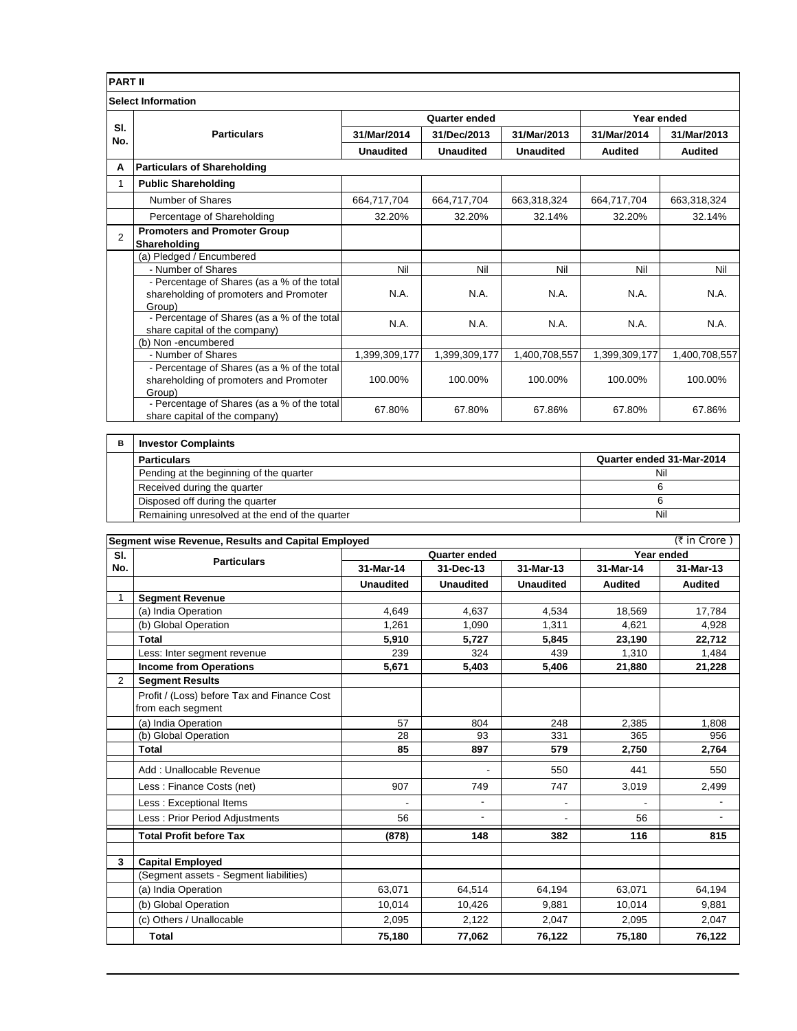## PART II

### Select Information

| Sl. No. | Particulars | Quarter ended | | | Year ended | |
|---|---|---|---|---|---|---|
| | | 31/Mar/2014 | 31/Dec/2013 | 31/Mar/2013 | 31/Mar/2014 | 31/Mar/2013 |
| | | Unaudited | Unaudited | Unaudited | Audited | Audited |
| A | **Particulars of Shareholding** | | | | | |
| 1 | **Public Shareholding** | | | | | |
| | Number of Shares | 664,717,704 | 664,717,704 | 663,318,324 | 664,717,704 | 663,318,324 |
| | Percentage of Shareholding | 32.20% | 32.20% | 32.14% | 32.20% | 32.14% |
| 2 | **Promoters and Promoter Group Shareholding** | | | | | |
| | (a) Pledged / Encumbered | | | | | |
| | - Number of Shares | Nil | Nil | Nil | Nil | Nil |
| | - Percentage of Shares (as a % of the total shareholding of promoters and Promoter Group) | N.A. | N.A. | N.A. | N.A. | N.A. |
| | - Percentage of Shares (as a % of the total share capital of the company) | N.A. | N.A. | N.A. | N.A. | N.A. |
| | (b) Non -encumbered | | | | | |
| | - Number of Shares | 1,399,309,177 | 1,399,309,177 | 1,400,708,557 | 1,399,309,177 | 1,400,708,557 |
| | - Percentage of Shares (as a % of the total shareholding of promoters and Promoter Group) | 100.00% | 100.00% | 100.00% | 100.00% | 100.00% |
| | - Percentage of Shares (as a % of the total share capital of the company) | 67.80% | 67.80% | 67.86% | 67.80% | 67.86% |

| B | Investor Complaints | |
|---|---|---|
| | **Particulars** | **Quarter ended 31-Mar-2014** |
| | Pending at the beginning of the quarter | Nil |
| | Received during the quarter | 6 |
| | Disposed off during the quarter | 6 |
| | Remaining unresolved at the end of the quarter | Nil |

### Segment wise Revenue, Results and Capital Employed

(₹ in Crore )

| Sl. No. | Particulars | Quarter ended | | | Year ended | |
|---|---|---|---|---|---|---|
| | | 31-Mar-14 | 31-Dec-13 | 31-Mar-13 | 31-Mar-14 | 31-Mar-13 |
| | | Unaudited | Unaudited | Unaudited | Audited | Audited |
| 1 | **Segment Revenue** | | | | | |
| | (a) India Operation | 4,649 | 4,637 | 4,534 | 18,569 | 17,784 |
| | (b) Global Operation | 1,261 | 1,090 | 1,311 | 4,621 | 4,928 |
| | **Total** | **5,910** | **5,727** | **5,845** | **23,190** | **22,712** |
| | Less: Inter segment revenue | 239 | 324 | 439 | 1,310 | 1,484 |
| | **Income from Operations** | **5,671** | **5,403** | **5,406** | **21,880** | **21,228** |
| 2 | **Segment Results** | | | | | |
| | Profit / (Loss) before Tax and Finance Cost from each segment | | | | | |
| | (a) India Operation | 57 | 804 | 248 | 2,385 | 1,808 |
| | (b) Global Operation | 28 | 93 | 331 | 365 | 956 |
| | **Total** | **85** | **897** | **579** | **2,750** | **2,764** |
| | Add : Unallocable Revenue | | - | 550 | 441 | 550 |
| | Less : Finance Costs (net) | 907 | 749 | 747 | 3,019 | 2,499 |
| | Less : Exceptional Items | - | - | - | - | - |
| | Less : Prior Period Adjustments | 56 | - | - | 56 | - |
| | **Total Profit before Tax** | **(878)** | **148** | **382** | **116** | **815** |
| **3** | **Capital Employed** | | | | | |
| | (Segment assets - Segment liabilities) | | | | | |
| | (a) India Operation | 63,071 | 64,514 | 64,194 | 63,071 | 64,194 |
| | (b) Global Operation | 10,014 | 10,426 | 9,881 | 10,014 | 9,881 |
| | (c) Others / Unallocable | 2,095 | 2,122 | 2,047 | 2,095 | 2,047 |
| | **Total** | **75,180** | **77,062** | **76,122** | **75,180** | **76,122** |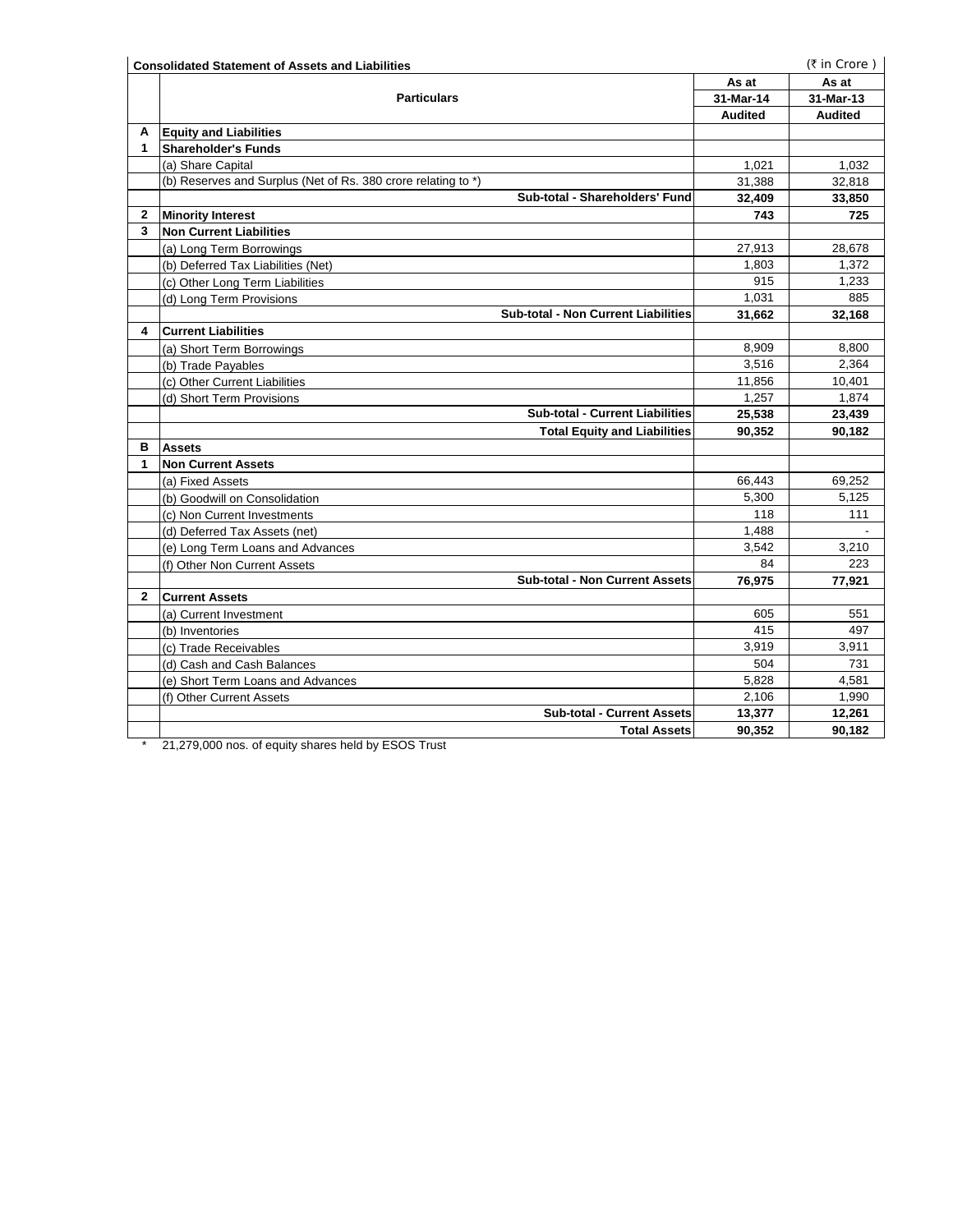**Consolidated Statement of Assets and Liabilities** (₹ in Crore )

| | Particulars | As at 31-Mar-14 Audited | As at 31-Mar-13 Audited |
|---|---|---|---|
| **A** | **Equity and Liabilities** | | |
| **1** | **Shareholder's Funds** | | |
| | (a) Share Capital | 1,021 | 1,032 |
| | (b) Reserves and Surplus (Net of Rs. 380 crore relating to *) | 31,388 | 32,818 |
| | **Sub-total - Shareholders' Fund** | **32,409** | **33,850** |
| **2** | **Minority Interest** | **743** | **725** |
| **3** | **Non Current Liabilities** | | |
| | (a) Long Term Borrowings | 27,913 | 28,678 |
| | (b) Deferred Tax Liabilities (Net) | 1,803 | 1,372 |
| | (c) Other Long Term Liabilities | 915 | 1,233 |
| | (d) Long Term Provisions | 1,031 | 885 |
| | **Sub-total - Non Current Liabilities** | **31,662** | **32,168** |
| **4** | **Current Liabilities** | | |
| | (a) Short Term Borrowings | 8,909 | 8,800 |
| | (b) Trade Payables | 3,516 | 2,364 |
| | (c) Other Current Liabilities | 11,856 | 10,401 |
| | (d) Short Term Provisions | 1,257 | 1,874 |
| | **Sub-total - Current Liabilities** | **25,538** | **23,439** |
| | **Total Equity and Liabilities** | **90,352** | **90,182** |
| **B** | **Assets** | | |
| **1** | **Non Current Assets** | | |
| | (a) Fixed Assets | 66,443 | 69,252 |
| | (b) Goodwill on Consolidation | 5,300 | 5,125 |
| | (c) Non Current Investments | 118 | 111 |
| | (d) Deferred Tax Assets (net) | 1,488 | - |
| | (e) Long Term Loans and Advances | 3,542 | 3,210 |
| | (f) Other Non Current Assets | 84 | 223 |
| | **Sub-total - Non Current Assets** | **76,975** | **77,921** |
| **2** | **Current Assets** | | |
| | (a) Current Investment | 605 | 551 |
| | (b) Inventories | 415 | 497 |
| | (c) Trade Receivables | 3,919 | 3,911 |
| | (d) Cash and Cash Balances | 504 | 731 |
| | (e) Short Term Loans and Advances | 5,828 | 4,581 |
| | (f) Other Current Assets | 2,106 | 1,990 |
| | **Sub-total - Current Assets** | **13,377** | **12,261** |
| | **Total Assets** | **90,352** | **90,182** |

* 21,279,000 nos. of equity shares held by ESOS Trust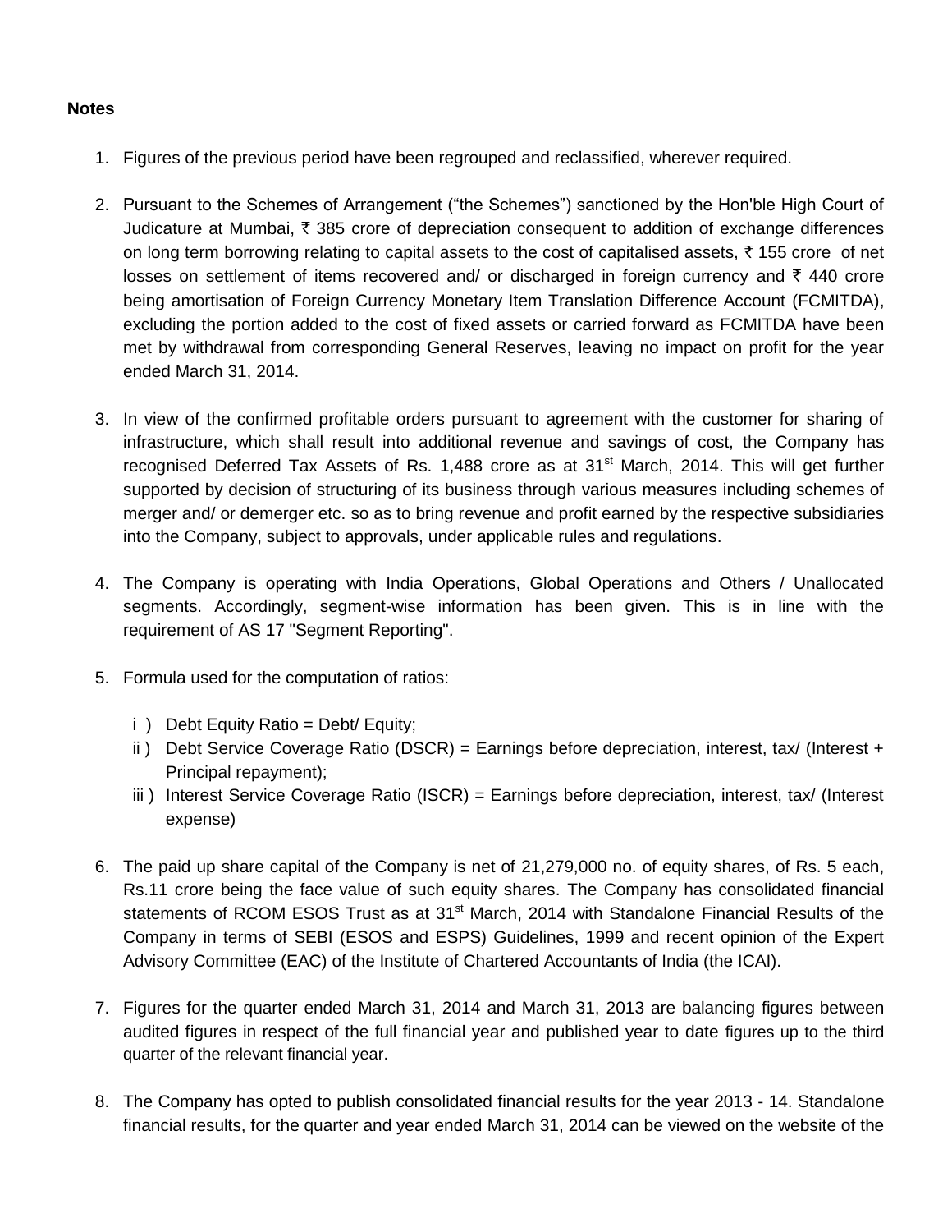**Notes**

1. Figures of the previous period have been regrouped and reclassified, wherever required.

2. Pursuant to the Schemes of Arrangement (“the Schemes”) sanctioned by the Hon'ble High Court of Judicature at Mumbai, ₹ 385 crore of depreciation consequent to addition of exchange differences on long term borrowing relating to capital assets to the cost of capitalised assets, ₹ 155 crore of net losses on settlement of items recovered and/ or discharged in foreign currency and ₹ 440 crore being amortisation of Foreign Currency Monetary Item Translation Difference Account (FCMITDA), excluding the portion added to the cost of fixed assets or carried forward as FCMITDA have been met by withdrawal from corresponding General Reserves, leaving no impact on profit for the year ended March 31, 2014.

3. In view of the confirmed profitable orders pursuant to agreement with the customer for sharing of infrastructure, which shall result into additional revenue and savings of cost, the Company has recognised Deferred Tax Assets of Rs. 1,488 crore as at 31st March, 2014. This will get further supported by decision of structuring of its business through various measures including schemes of merger and/ or demerger etc. so as to bring revenue and profit earned by the respective subsidiaries into the Company, subject to approvals, under applicable rules and regulations.

4. The Company is operating with India Operations, Global Operations and Others / Unallocated segments. Accordingly, segment-wise information has been given. This is in line with the requirement of AS 17 "Segment Reporting".

5. Formula used for the computation of ratios:

   i ) Debt Equity Ratio = Debt/ Equity;

   ii ) Debt Service Coverage Ratio (DSCR) = Earnings before depreciation, interest, tax/ (Interest + Principal repayment);

   iii ) Interest Service Coverage Ratio (ISCR) = Earnings before depreciation, interest, tax/ (Interest expense)

6. The paid up share capital of the Company is net of 21,279,000 no. of equity shares, of Rs. 5 each, Rs.11 crore being the face value of such equity shares. The Company has consolidated financial statements of RCOM ESOS Trust as at 31st March, 2014 with Standalone Financial Results of the Company in terms of SEBI (ESOS and ESPS) Guidelines, 1999 and recent opinion of the Expert Advisory Committee (EAC) of the Institute of Chartered Accountants of India (the ICAI).

7. Figures for the quarter ended March 31, 2014 and March 31, 2013 are balancing figures between audited figures in respect of the full financial year and published year to date figures up to the third quarter of the relevant financial year.

8. The Company has opted to publish consolidated financial results for the year 2013 - 14. Standalone financial results, for the quarter and year ended March 31, 2014 can be viewed on the website of the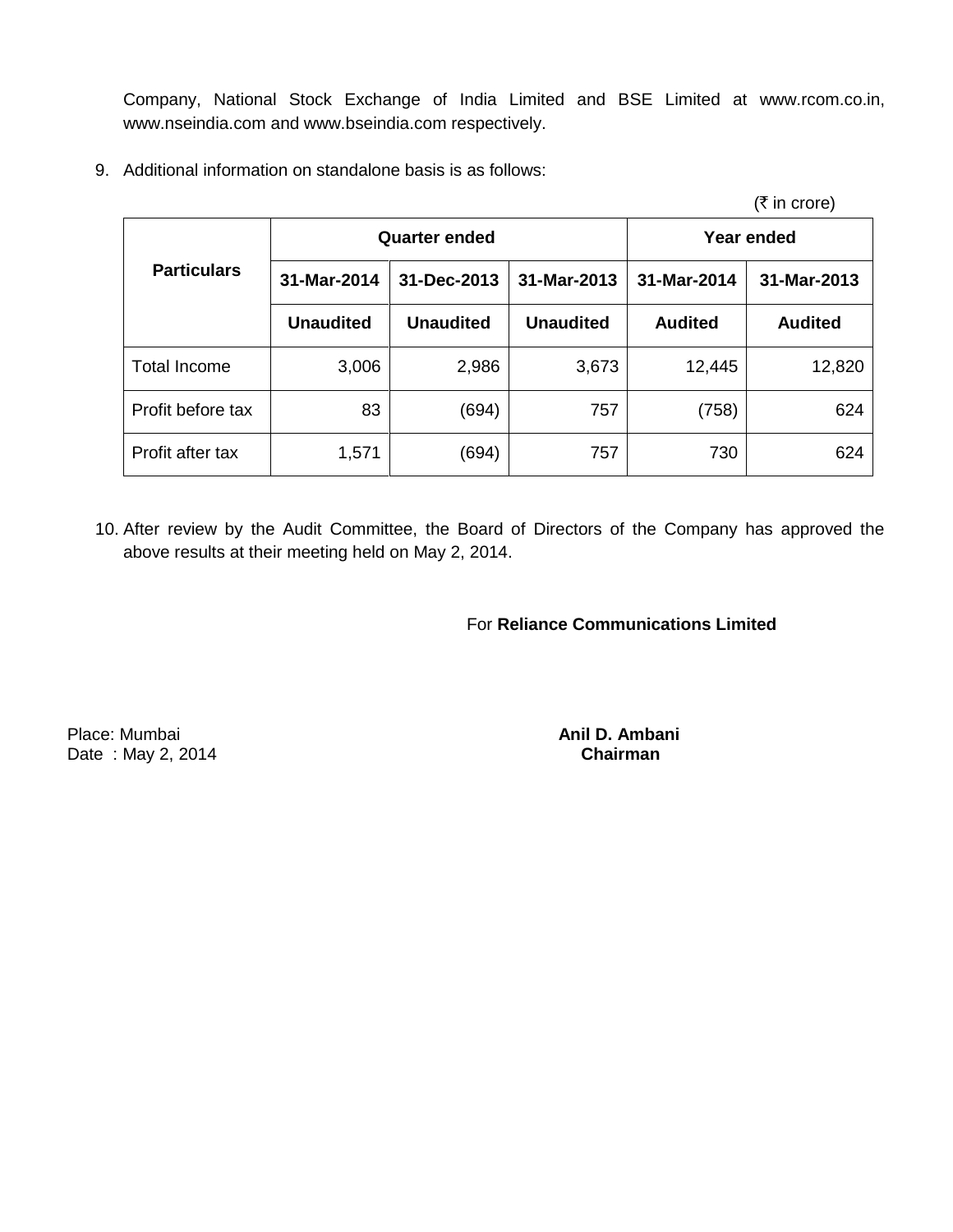Company, National Stock Exchange of India Limited and BSE Limited at www.rcom.co.in, www.nseindia.com and www.bseindia.com respectively.

9. Additional information on standalone basis is as follows:

(₹ in crore)

| Particulars | Quarter ended | | | Year ended | |
|---|---|---|---|---|---|
| | 31-Mar-2014 | 31-Dec-2013 | 31-Mar-2013 | 31-Mar-2014 | 31-Mar-2013 |
| | Unaudited | Unaudited | Unaudited | Audited | Audited |
| Total Income | 3,006 | 2,986 | 3,673 | 12,445 | 12,820 |
| Profit before tax | 83 | (694) | 757 | (758) | 624 |
| Profit after tax | 1,571 | (694) | 757 | 730 | 624 |

10. After review by the Audit Committee, the Board of Directors of the Company has approved the above results at their meeting held on May 2, 2014.

For **Reliance Communications Limited**

Place: Mumbai
Date : May 2, 2014

**Anil D. Ambani**
**Chairman**